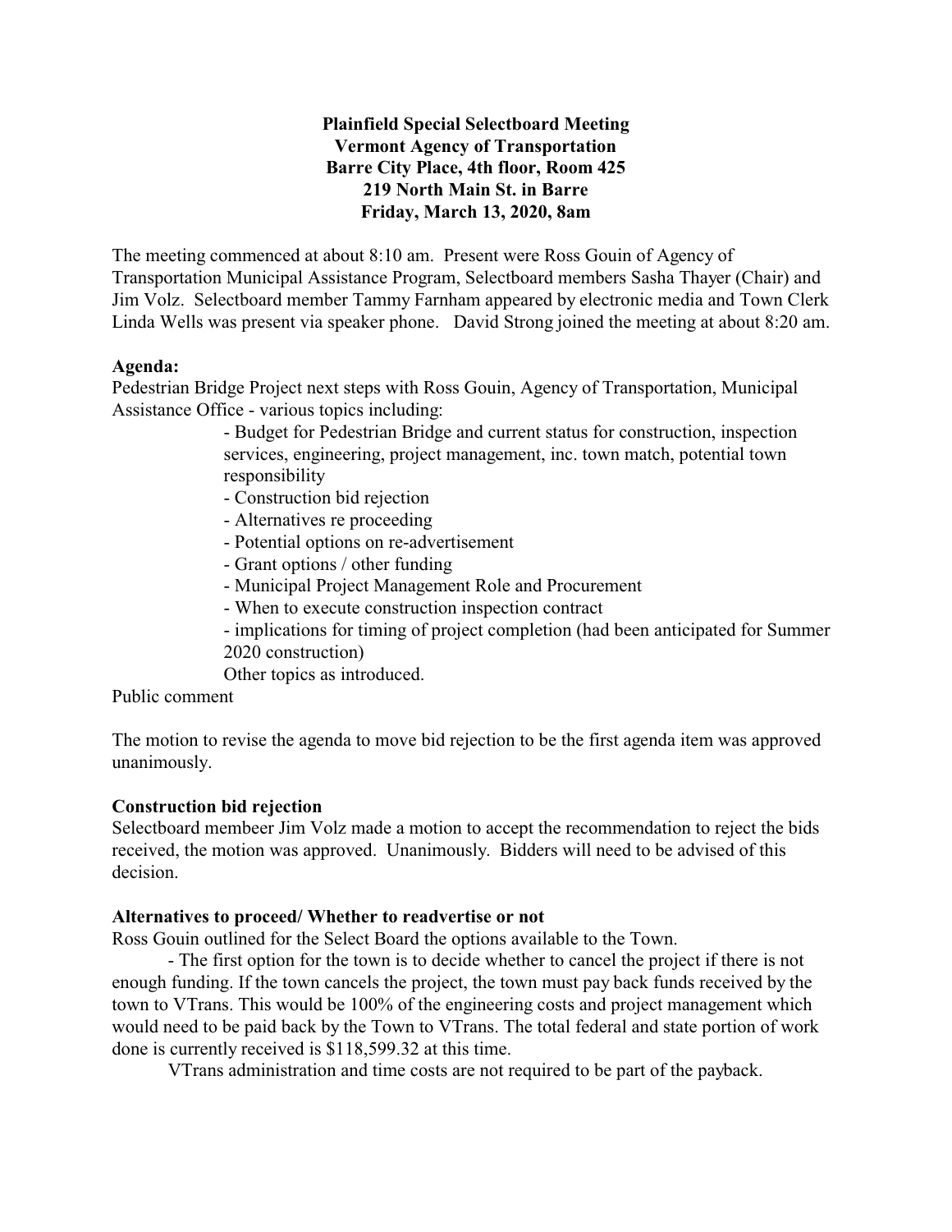**Plainfield Special Selectboard Meeting**
**Vermont Agency of Transportation**
**Barre City Place, 4th floor, Room 425**
**219 North Main St. in Barre**
**Friday, March 13, 2020, 8am**

The meeting commenced at about 8:10 am. Present were Ross Gouin of Agency of Transportation Municipal Assistance Program, Selectboard members Sasha Thayer (Chair) and Jim Volz. Selectboard member Tammy Farnham appeared by electronic media and Town Clerk Linda Wells was present via speaker phone. David Strong joined the meeting at about 8:20 am.

**Agenda:**
Pedestrian Bridge Project next steps with Ross Gouin, Agency of Transportation, Municipal Assistance Office - various topics including:

- Budget for Pedestrian Bridge and current status for construction, inspection services, engineering, project management, inc. town match, potential town responsibility
- Construction bid rejection
- Alternatives re proceeding
- Potential options on re-advertisement
- Grant options / other funding
- Municipal Project Management Role and Procurement
- When to execute construction inspection contract
- implications for timing of project completion (had been anticipated for Summer 2020 construction)

Other topics as introduced.

Public comment

The motion to revise the agenda to move bid rejection to be the first agenda item was approved unanimously.

**Construction bid rejection**
Selectboard membeer Jim Volz made a motion to accept the recommendation to reject the bids received, the motion was approved. Unanimously. Bidders will need to be advised of this decision.

**Alternatives to proceed/ Whether to readvertise or not**
Ross Gouin outlined for the Select Board the options available to the Town.

- The first option for the town is to decide whether to cancel the project if there is not enough funding. If the town cancels the project, the town must pay back funds received by the town to VTrans. This would be 100% of the engineering costs and project management which would need to be paid back by the Town to VTrans. The total federal and state portion of work done is currently received is $118,599.32 at this time.

VTrans administration and time costs are not required to be part of the payback.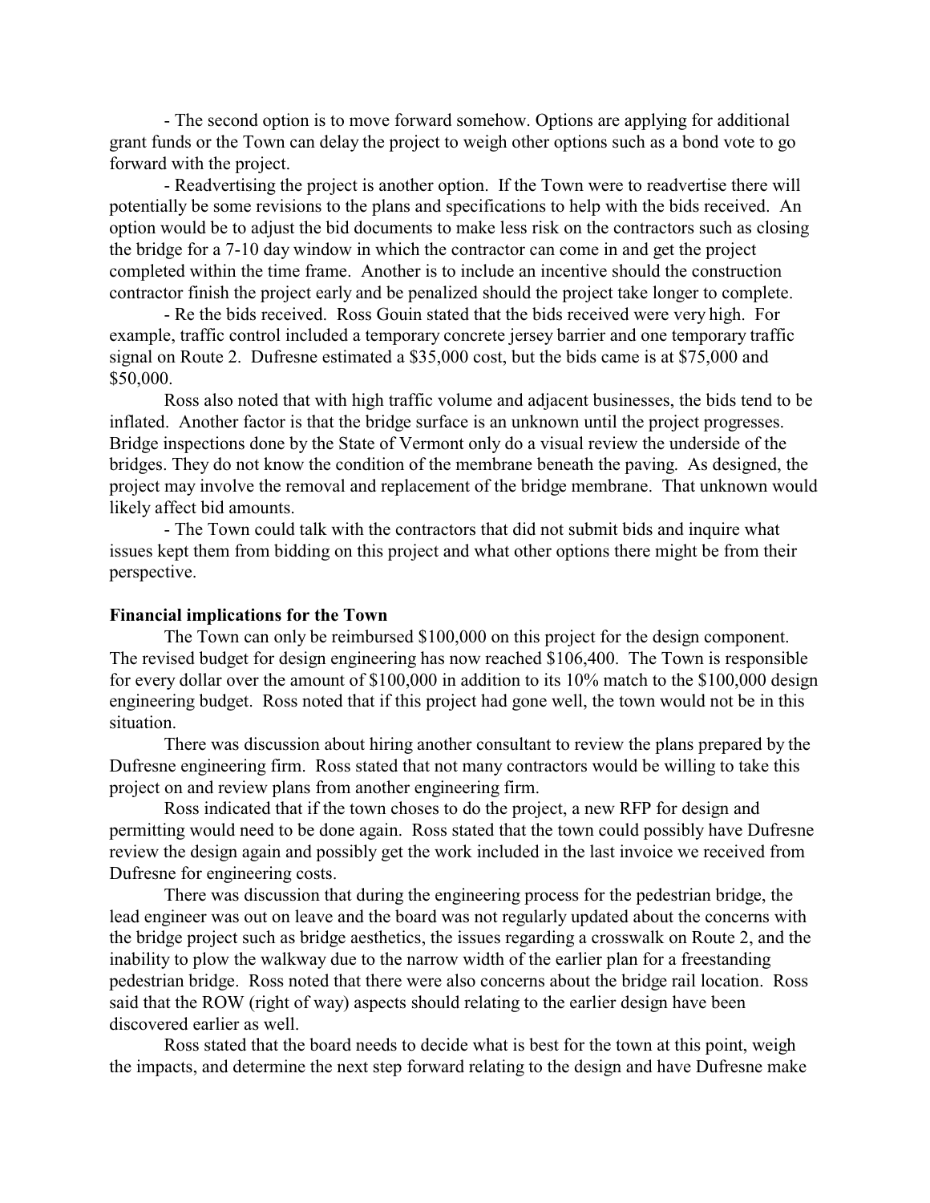- The second option is to move forward somehow. Options are applying for additional grant funds or the Town can delay the project to weigh other options such as a bond vote to go forward with the project.

- Readvertising the project is another option. If the Town were to readvertise there will potentially be some revisions to the plans and specifications to help with the bids received. An option would be to adjust the bid documents to make less risk on the contractors such as closing the bridge for a 7-10 day window in which the contractor can come in and get the project completed within the time frame. Another is to include an incentive should the construction contractor finish the project early and be penalized should the project take longer to complete.

- Re the bids received. Ross Gouin stated that the bids received were very high. For example, traffic control included a temporary concrete jersey barrier and one temporary traffic signal on Route 2. Dufresne estimated a $35,000 cost, but the bids came is at $75,000 and $50,000.

Ross also noted that with high traffic volume and adjacent businesses, the bids tend to be inflated. Another factor is that the bridge surface is an unknown until the project progresses. Bridge inspections done by the State of Vermont only do a visual review the underside of the bridges. They do not know the condition of the membrane beneath the paving. As designed, the project may involve the removal and replacement of the bridge membrane. That unknown would likely affect bid amounts.

- The Town could talk with the contractors that did not submit bids and inquire what issues kept them from bidding on this project and what other options there might be from their perspective.

**Financial implications for the Town**

The Town can only be reimbursed $100,000 on this project for the design component. The revised budget for design engineering has now reached $106,400. The Town is responsible for every dollar over the amount of $100,000 in addition to its 10% match to the $100,000 design engineering budget. Ross noted that if this project had gone well, the town would not be in this situation.

There was discussion about hiring another consultant to review the plans prepared by the Dufresne engineering firm. Ross stated that not many contractors would be willing to take this project on and review plans from another engineering firm.

Ross indicated that if the town choses to do the project, a new RFP for design and permitting would need to be done again. Ross stated that the town could possibly have Dufresne review the design again and possibly get the work included in the last invoice we received from Dufresne for engineering costs.

There was discussion that during the engineering process for the pedestrian bridge, the lead engineer was out on leave and the board was not regularly updated about the concerns with the bridge project such as bridge aesthetics, the issues regarding a crosswalk on Route 2, and the inability to plow the walkway due to the narrow width of the earlier plan for a freestanding pedestrian bridge. Ross noted that there were also concerns about the bridge rail location. Ross said that the ROW (right of way) aspects should relating to the earlier design have been discovered earlier as well.

Ross stated that the board needs to decide what is best for the town at this point, weigh the impacts, and determine the next step forward relating to the design and have Dufresne make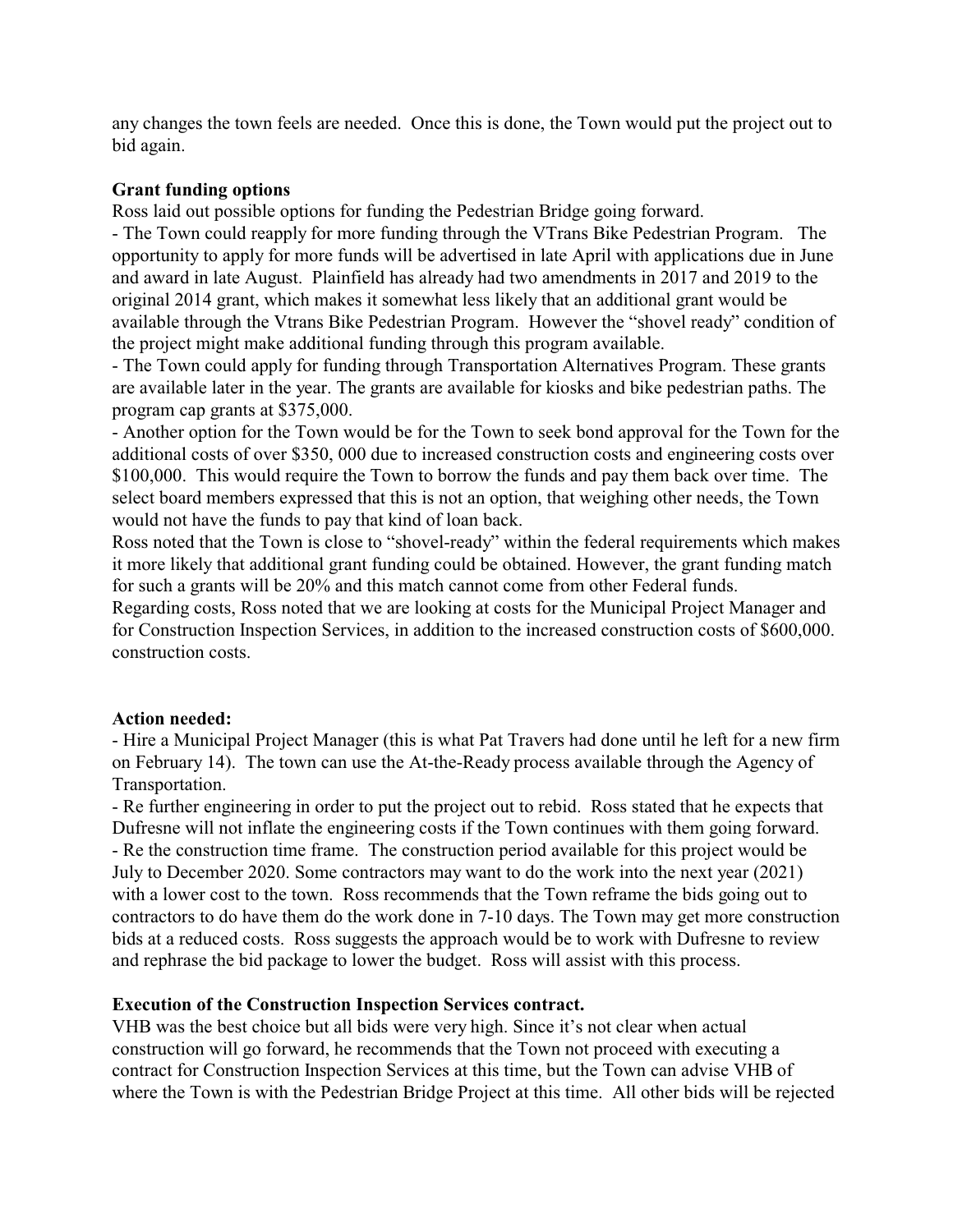any changes the town feels are needed. Once this is done, the Town would put the project out to bid again.

**Grant funding options**

Ross laid out possible options for funding the Pedestrian Bridge going forward.

- The Town could reapply for more funding through the VTrans Bike Pedestrian Program. The opportunity to apply for more funds will be advertised in late April with applications due in June and award in late August. Plainfield has already had two amendments in 2017 and 2019 to the original 2014 grant, which makes it somewhat less likely that an additional grant would be available through the Vtrans Bike Pedestrian Program. However the "shovel ready" condition of the project might make additional funding through this program available.
- The Town could apply for funding through Transportation Alternatives Program. These grants are available later in the year. The grants are available for kiosks and bike pedestrian paths. The program cap grants at $375,000.
- Another option for the Town would be for the Town to seek bond approval for the Town for the additional costs of over $350, 000 due to increased construction costs and engineering costs over $100,000. This would require the Town to borrow the funds and pay them back over time. The select board members expressed that this is not an option, that weighing other needs, the Town would not have the funds to pay that kind of loan back.

Ross noted that the Town is close to "shovel-ready" within the federal requirements which makes it more likely that additional grant funding could be obtained. However, the grant funding match for such a grants will be 20% and this match cannot come from other Federal funds.

Regarding costs, Ross noted that we are looking at costs for the Municipal Project Manager and for Construction Inspection Services, in addition to the increased construction costs of $600,000. construction costs.

**Action needed:**

- Hire a Municipal Project Manager (this is what Pat Travers had done until he left for a new firm on February 14). The town can use the At-the-Ready process available through the Agency of Transportation.
- Re further engineering in order to put the project out to rebid. Ross stated that he expects that Dufresne will not inflate the engineering costs if the Town continues with them going forward.
- Re the construction time frame. The construction period available for this project would be July to December 2020. Some contractors may want to do the work into the next year (2021) with a lower cost to the town. Ross recommends that the Town reframe the bids going out to contractors to do have them do the work done in 7-10 days. The Town may get more construction bids at a reduced costs. Ross suggests the approach would be to work with Dufresne to review and rephrase the bid package to lower the budget. Ross will assist with this process.

**Execution of the Construction Inspection Services contract.**

VHB was the best choice but all bids were very high. Since it's not clear when actual construction will go forward, he recommends that the Town not proceed with executing a contract for Construction Inspection Services at this time, but the Town can advise VHB of where the Town is with the Pedestrian Bridge Project at this time. All other bids will be rejected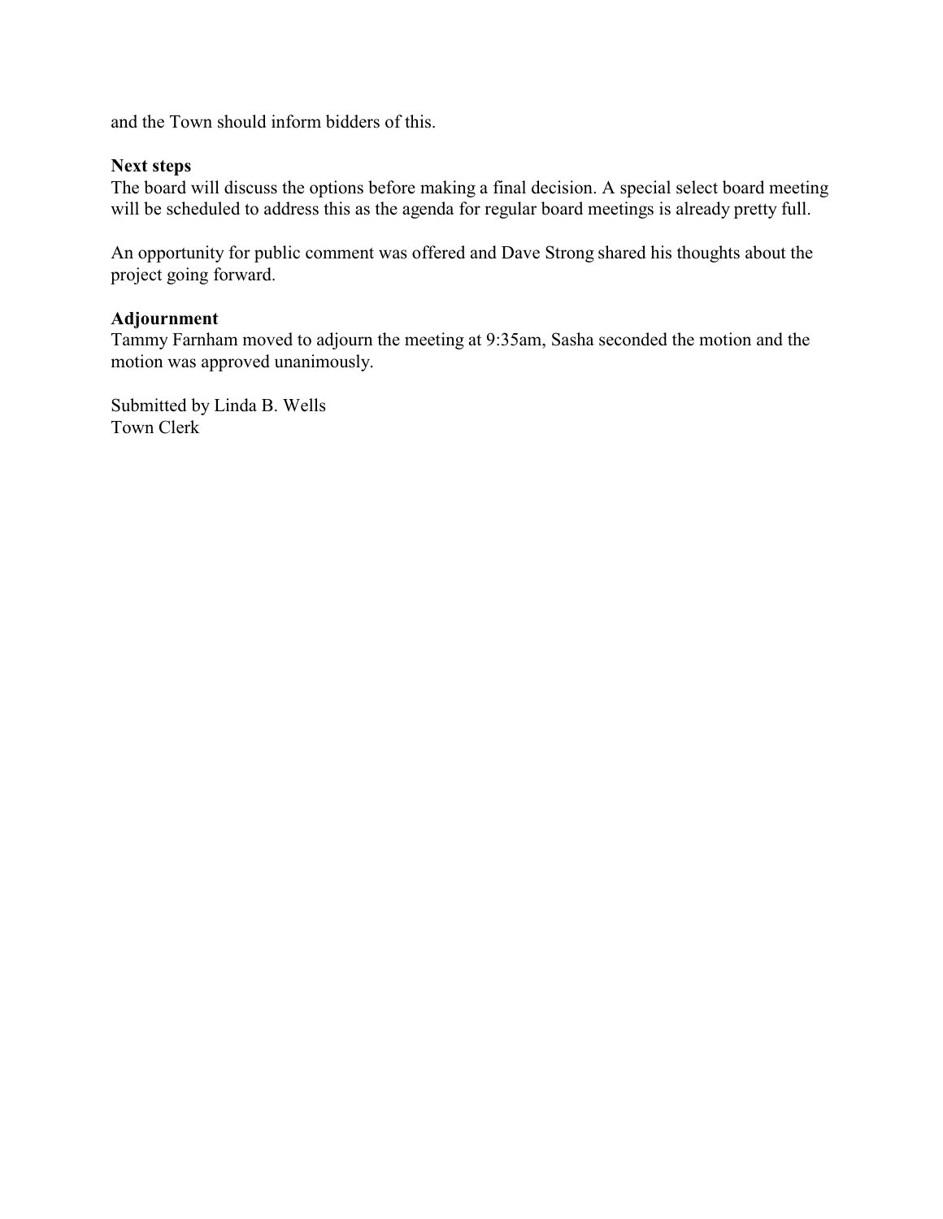and the Town should inform bidders of this.

**Next steps**

The board will discuss the options before making a final decision. A special select board meeting will be scheduled to address this as the agenda for regular board meetings is already pretty full.

An opportunity for public comment was offered and Dave Strong shared his thoughts about the project going forward.

**Adjournment**

Tammy Farnham moved to adjourn the meeting at 9:35am, Sasha seconded the motion and the motion was approved unanimously.

Submitted by Linda B. Wells
Town Clerk